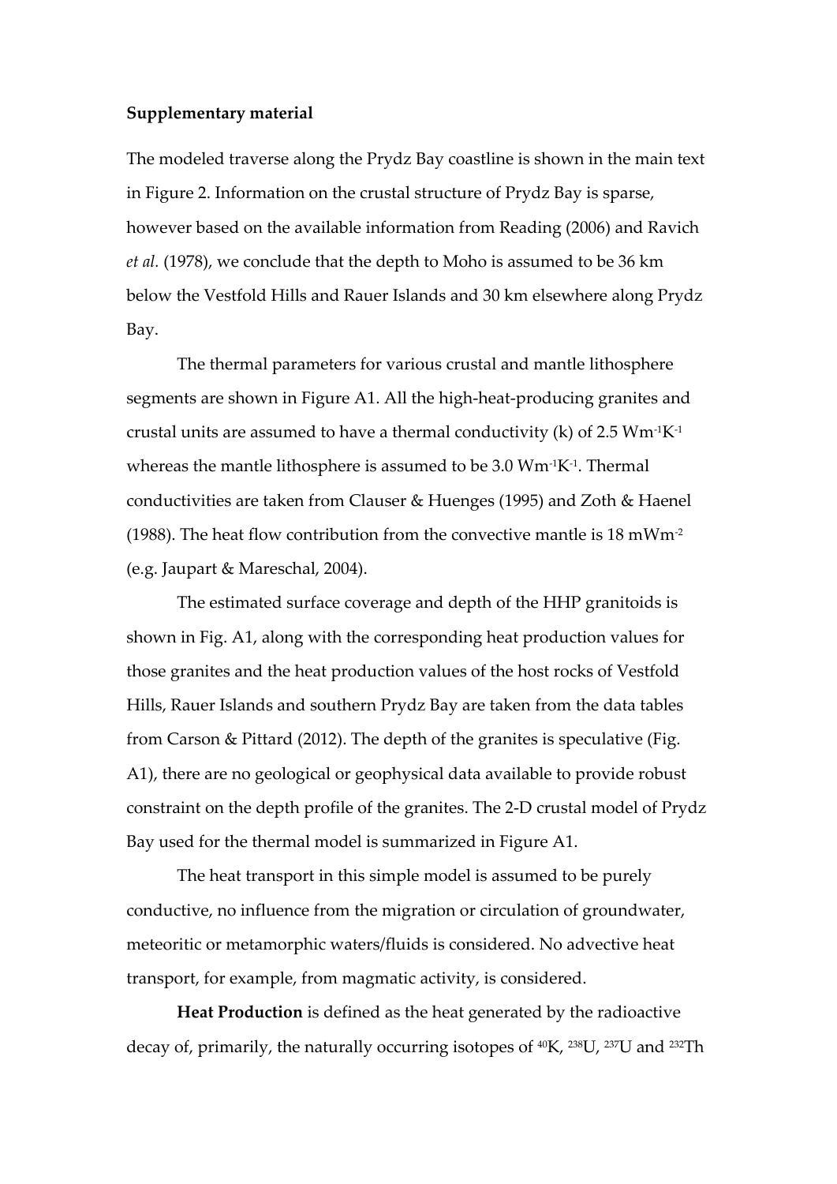**Supplementary material**

The modeled traverse along the Prydz Bay coastline is shown in the main text in Figure 2. Information on the crustal structure of Prydz Bay is sparse, however based on the available information from Reading (2006) and Ravich *et al.* (1978), we conclude that the depth to Moho is assumed to be 36 km below the Vestfold Hills and Rauer Islands and 30 km elsewhere along Prydz Bay.

The thermal parameters for various crustal and mantle lithosphere segments are shown in Figure A1. All the high-heat-producing granites and crustal units are assumed to have a thermal conductivity (k) of 2.5 $Wm^{-1}K^{-1}$ whereas the mantle lithosphere is assumed to be 3.0 $Wm^{-1}K^{-1}$. Thermal conductivities are taken from Clauser & Huenges (1995) and Zoth & Haenel (1988). The heat flow contribution from the convective mantle is 18 $mWm^{-2}$ (e.g. Jaupart & Mareschal, 2004).

The estimated surface coverage and depth of the HHP granitoids is shown in Fig. A1, along with the corresponding heat production values for those granites and the heat production values of the host rocks of Vestfold Hills, Rauer Islands and southern Prydz Bay are taken from the data tables from Carson & Pittard (2012). The depth of the granites is speculative (Fig. A1), there are no geological or geophysical data available to provide robust constraint on the depth profile of the granites. The 2-D crustal model of Prydz Bay used for the thermal model is summarized in Figure A1.

The heat transport in this simple model is assumed to be purely conductive, no influence from the migration or circulation of groundwater, meteoritic or metamorphic waters/fluids is considered. No advective heat transport, for example, from magmatic activity, is considered.

**Heat Production** is defined as the heat generated by the radioactive decay of, primarily, the naturally occurring isotopes of $^{40}K$, $^{238}U$, $^{237}U$ and $^{232}Th$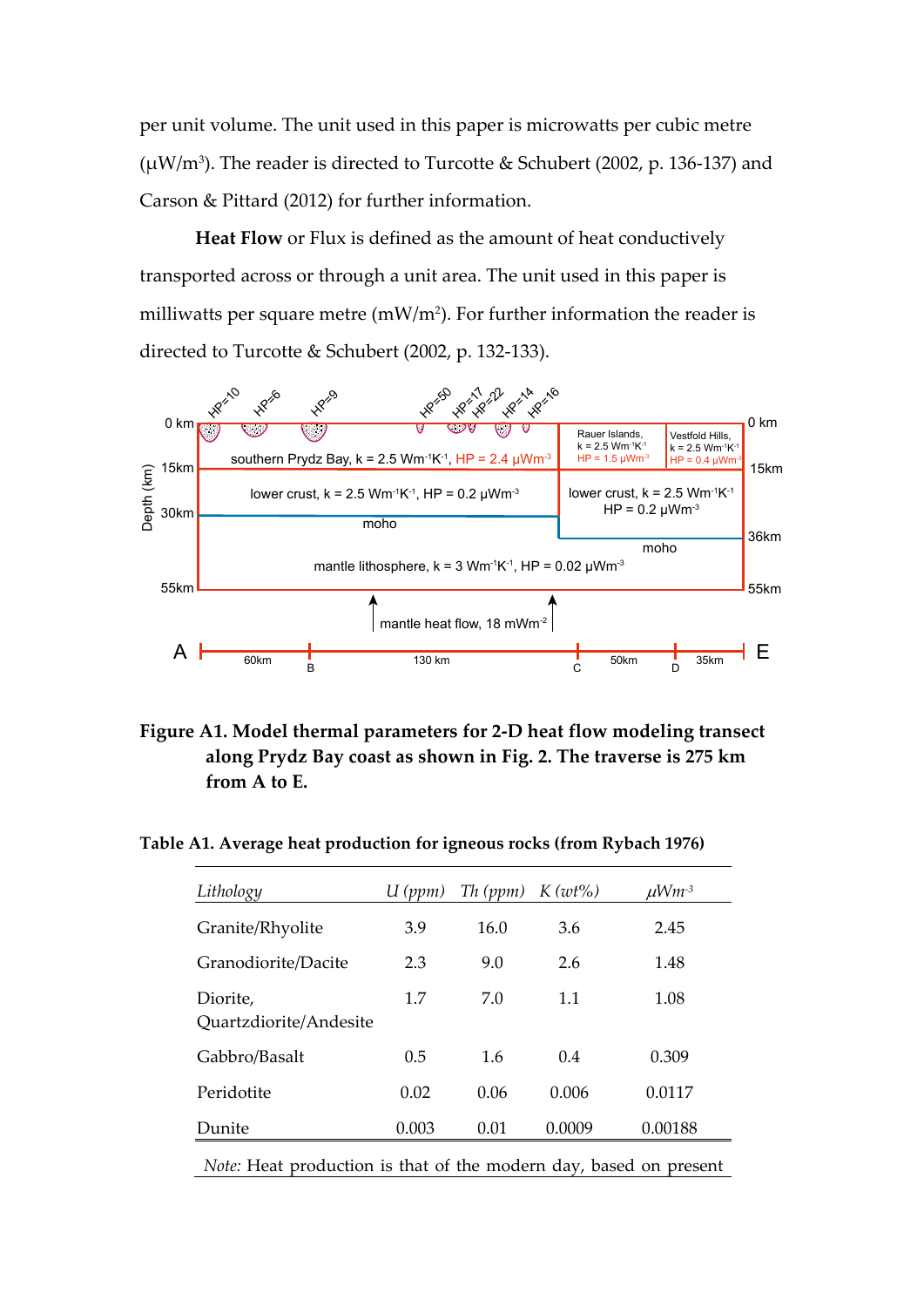per unit volume. The unit used in this paper is microwatts per cubic metre ($\mu W/m^3$). The reader is directed to Turcotte & Schubert (2002, p. 136-137) and Carson & Pittard (2012) for further information.

**Heat Flow** or Flux is defined as the amount of heat conductively transported across or through a unit area. The unit used in this paper is milliwatts per square metre ($mW/m^2$). For further information the reader is directed to Turcotte & Schubert (2002, p. 132-133).

**Figure A1. Model thermal parameters for 2-D heat flow modeling transect along Prydz Bay coast as shown in Fig. 2. The traverse is 275 km from A to E.**

**Table A1. Average heat production for igneous rocks (from Rybach 1976)**

| *Lithology* | *U (ppm)* | *Th (ppm)* | *K (wt%)* | $\mu Wm^{-3}$ |
|---|---|---|---|---|
| Granite/Rhyolite | 3.9 | 16.0 | 3.6 | 2.45 |
| Granodiorite/Dacite | 2.3 | 9.0 | 2.6 | 1.48 |
| Diorite, Quartzdiorite/Andesite | 1.7 | 7.0 | 1.1 | 1.08 |
| Gabbro/Basalt | 0.5 | 1.6 | 0.4 | 0.309 |
| Peridotite | 0.02 | 0.06 | 0.006 | 0.0117 |
| Dunite | 0.003 | 0.01 | 0.0009 | 0.00188 |

*Note:* Heat production is that of the modern day, based on present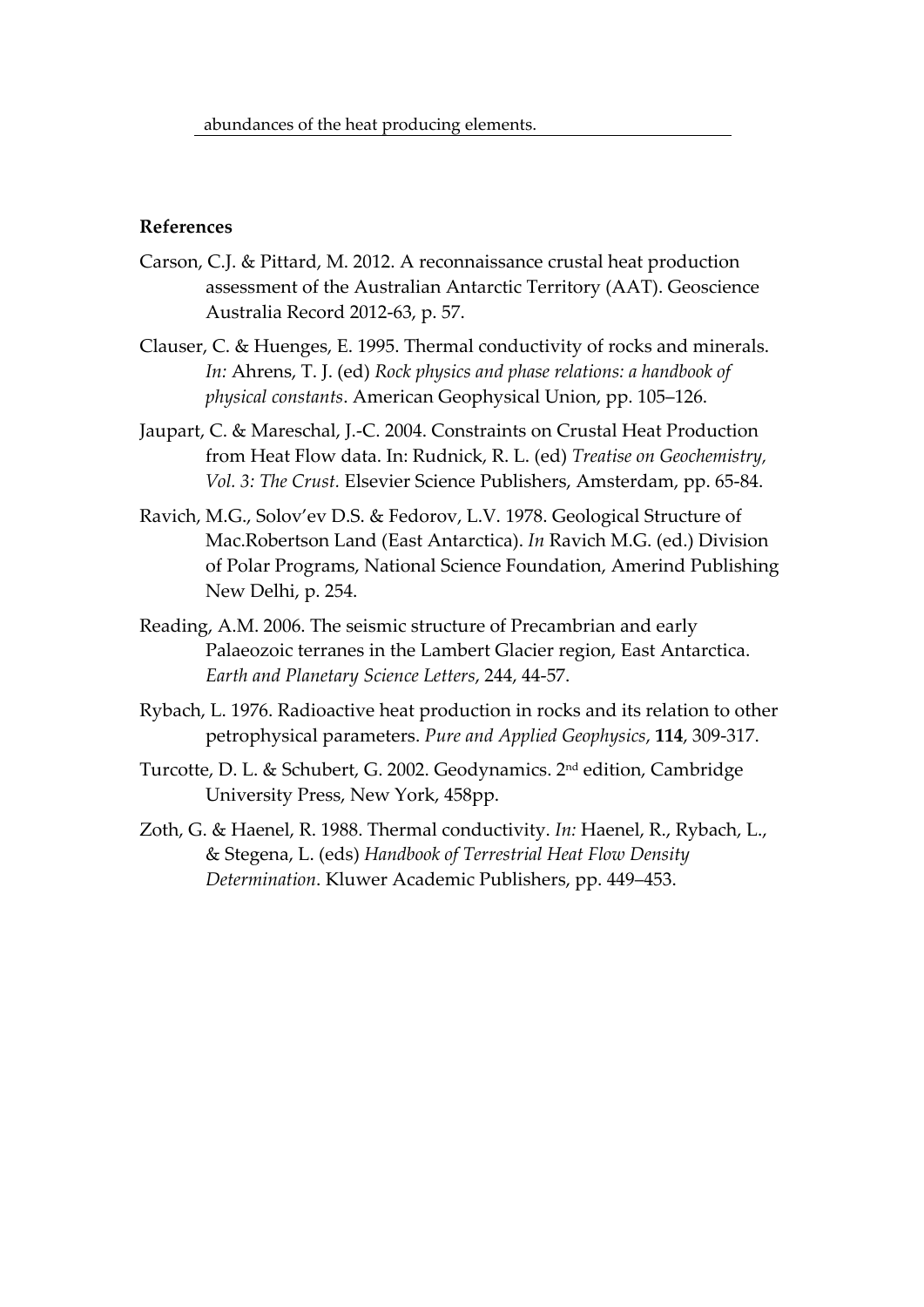abundances of the heat producing elements.

**References**

Carson, C.J. & Pittard, M. 2012. A reconnaissance crustal heat production assessment of the Australian Antarctic Territory (AAT). Geoscience Australia Record 2012-63, p. 57.

Clauser, C. & Huenges, E. 1995. Thermal conductivity of rocks and minerals. *In:* Ahrens, T. J. (ed) *Rock physics and phase relations: a handbook of physical constants*. American Geophysical Union, pp. 105–126.

Jaupart, C. & Mareschal, J.-C. 2004. Constraints on Crustal Heat Production from Heat Flow data. In: Rudnick, R. L. (ed) *Treatise on Geochemistry, Vol. 3: The Crust.* Elsevier Science Publishers, Amsterdam, pp. 65-84.

Ravich, M.G., Solov'ev D.S. & Fedorov, L.V. 1978. Geological Structure of Mac.Robertson Land (East Antarctica). *In* Ravich M.G. (ed.) Division of Polar Programs, National Science Foundation, Amerind Publishing New Delhi, p. 254.

Reading, A.M. 2006. The seismic structure of Precambrian and early Palaeozoic terranes in the Lambert Glacier region, East Antarctica. *Earth and Planetary Science Letters*, 244, 44-57.

Rybach, L. 1976. Radioactive heat production in rocks and its relation to other petrophysical parameters. *Pure and Applied Geophysics*, **114**, 309-317.

Turcotte, D. L. & Schubert, G. 2002. Geodynamics. 2nd edition, Cambridge University Press, New York, 458pp.

Zoth, G. & Haenel, R. 1988. Thermal conductivity. *In:* Haenel, R., Rybach, L., & Stegena, L. (eds) *Handbook of Terrestrial Heat Flow Density Determination*. Kluwer Academic Publishers, pp. 449–453.